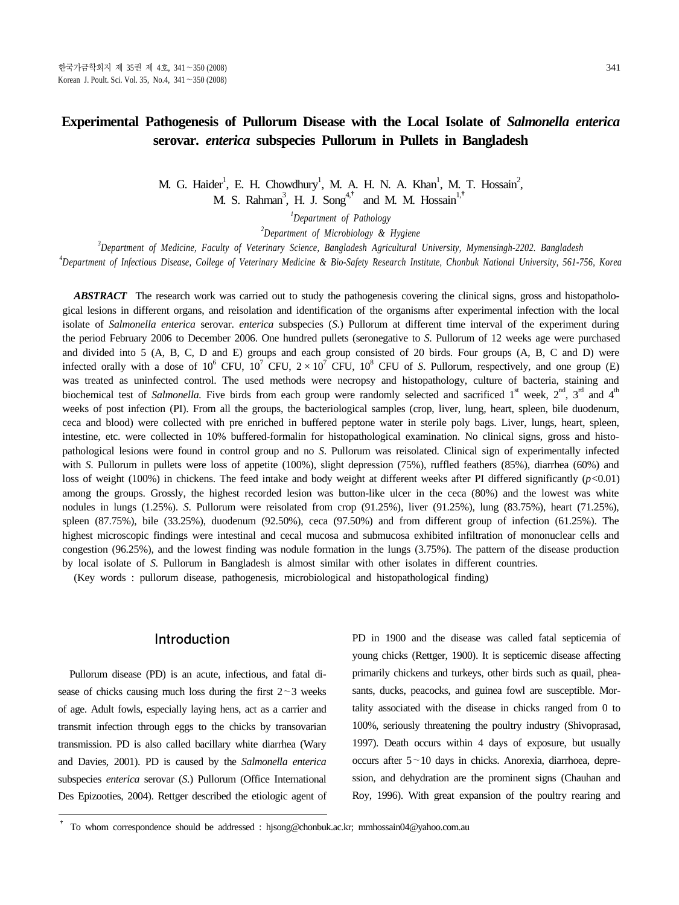# Experimental Pathogenesis of Pullorum Disease with the Local Isolate of *Salmonella enterica* serovar. *enterica* subspecies Pullorum in Pullets in Bangladesh

M. G. Haider[1], E. H. Chowdhury[1], M. A. H. N. A. Khan[1], M. T. Hossain[2], M. S. Rahman[3], H. J. Song[4,†] and M. M. Hossain[1,†]

[1]*Department of Pathology*

[2]*Department of Microbiology & Hygiene*

[3]*Department of Medicine, Faculty of Veterinary Science, Bangladesh Agricultural University, Mymensingh-2202. Bangladesh*

[4]*Department of Infectious Disease, College of Veterinary Medicine & Bio-Safety Research Institute, Chonbuk National University, 561-756, Korea*

***ABSTRACT*** The research work was carried out to study the pathogenesis covering the clinical signs, gross and histopathological lesions in different organs, and reisolation and identification of the organisms after experimental infection with the local isolate of *Salmonella enterica* serovar. *enterica* subspecies (*S.*) Pullorum at different time interval of the experiment during the period February 2006 to December 2006. One hundred pullets (seronegative to *S.* Pullorum of 12 weeks age were purchased and divided into 5 (A, B, C, D and E) groups and each group consisted of 20 birds. Four groups (A, B, C and D) were infected orally with a dose of $10^6$ CFU, $10^7$ CFU, $2 \times 10^7$ CFU, $10^8$ CFU of *S.* Pullorum, respectively, and one group (E) was treated as uninfected control. The used methods were necropsy and histopathology, culture of bacteria, staining and biochemical test of *Salmonella.* Five birds from each group were randomly selected and sacrificed 1st week, 2nd, 3rd and 4th weeks of post infection (PI). From all the groups, the bacteriological samples (crop, liver, lung, heart, spleen, bile duodenum, ceca and blood) were collected with pre enriched in buffered peptone water in sterile poly bags. Liver, lungs, heart, spleen, intestine, etc. were collected in 10% buffered-formalin for histopathological examination. No clinical signs, gross and histopathological lesions were found in control group and no *S.* Pullorum was reisolated. Clinical sign of experimentally infected with *S.* Pullorum in pullets were loss of appetite (100%), slight depression (75%), ruffled feathers (85%), diarrhea (60%) and loss of weight (100%) in chickens. The feed intake and body weight at different weeks after PI differed significantly ($p$<0.01) among the groups. Grossly, the highest recorded lesion was button-like ulcer in the ceca (80%) and the lowest was white nodules in lungs (1.25%). *S.* Pullorum were reisolated from crop (91.25%), liver (91.25%), lung (83.75%), heart (71.25%), spleen (87.75%), bile (33.25%), duodenum (92.50%), ceca (97.50%) and from different group of infection (61.25%). The highest microscopic findings were intestinal and cecal mucosa and submucosa exhibited infiltration of mononuclear cells and congestion (96.25%), and the lowest finding was nodule formation in the lungs (3.75%). The pattern of the disease production by local isolate of *S.* Pullorum in Bangladesh is almost similar with other isolates in different countries.

(Key words : pullorum disease, pathogenesis, microbiological and histopathological finding)

## Introduction

Pullorum disease (PD) is an acute, infectious, and fatal disease of chicks causing much loss during the first 2~3 weeks of age. Adult fowls, especially laying hens, act as a carrier and transmit infection through eggs to the chicks by transovarian transmission. PD is also called bacillary white diarrhea (Wary and Davies, 2001). PD is caused by the *Salmonella enterica* subspecies *enterica* serovar (*S.*) Pullorum (Office International Des Epizooties, 2004). Rettger described the etiologic agent of PD in 1900 and the disease was called fatal septicemia of young chicks (Rettger, 1900). It is septicemic disease affecting primarily chickens and turkeys, other birds such as quail, pheasants, ducks, peacocks, and guinea fowl are susceptible. Mortality associated with the disease in chicks ranged from 0 to 100%, seriously threatening the poultry industry (Shivoprasad, 1997). Death occurs within 4 days of exposure, but usually occurs after 5~10 days in chicks. Anorexia, diarrhoea, depression, and dehydration are the prominent signs (Chauhan and Roy, 1996). With great expansion of the poultry rearing and

† To whom correspondence should be addressed : hjsong@chonbuk.ac.kr; mmhossain04@yahoo.com.au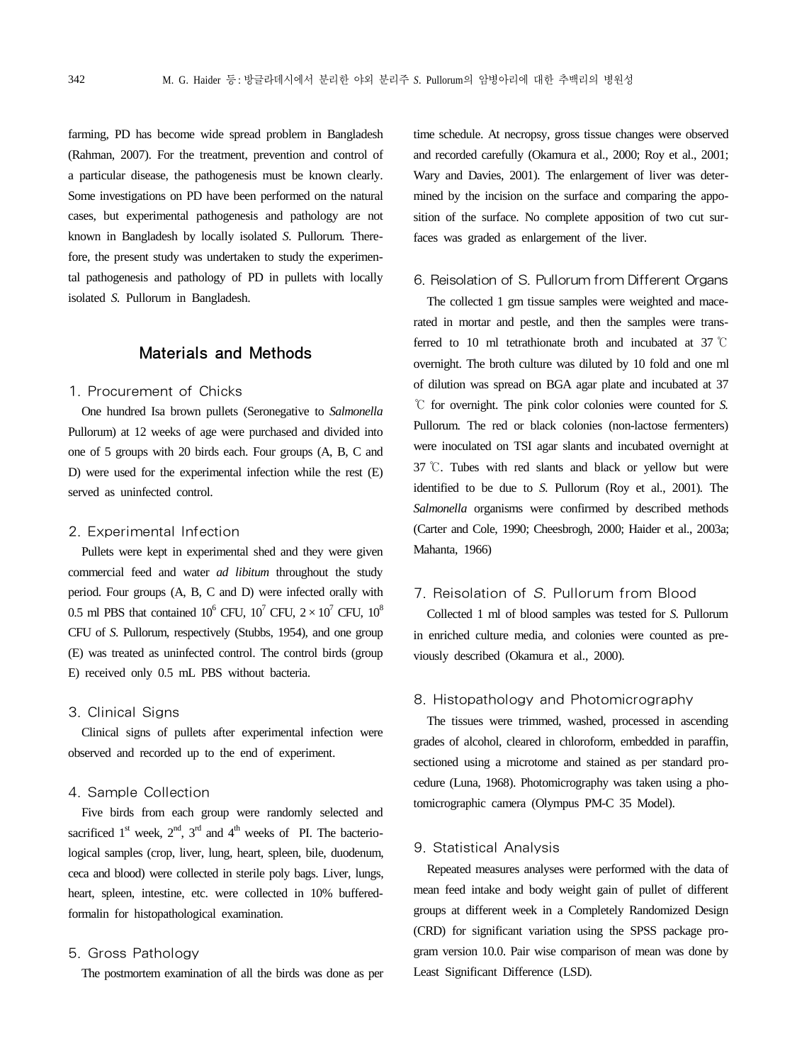farming, PD has become wide spread problem in Bangladesh (Rahman, 2007). For the treatment, prevention and control of a particular disease, the pathogenesis must be known clearly. Some investigations on PD have been performed on the natural cases, but experimental pathogenesis and pathology are not known in Bangladesh by locally isolated *S.* Pullorum. Therefore, the present study was undertaken to study the experimental pathogenesis and pathology of PD in pullets with locally isolated *S.* Pullorum in Bangladesh.

## Materials and Methods

### 1. Procurement of Chicks

One hundred Isa brown pullets (Seronegative to *Salmonella* Pullorum) at 12 weeks of age were purchased and divided into one of 5 groups with 20 birds each. Four groups (A, B, C and D) were used for the experimental infection while the rest (E) served as uninfected control.

### 2. Experimental Infection

Pullets were kept in experimental shed and they were given commercial feed and water *ad libitum* throughout the study period. Four groups (A, B, C and D) were infected orally with 0.5 ml PBS that contained $10^6$ CFU, $10^7$ CFU, $2 \times 10^7$ CFU, $10^8$ CFU of *S.* Pullorum, respectively (Stubbs, 1954), and one group (E) was treated as uninfected control. The control birds (group E) received only 0.5 mL PBS without bacteria.

### 3. Clinical Signs

Clinical signs of pullets after experimental infection were observed and recorded up to the end of experiment.

### 4. Sample Collection

Five birds from each group were randomly selected and sacrificed 1st week, 2nd, 3rd and 4th weeks of PI. The bacteriological samples (crop, liver, lung, heart, spleen, bile, duodenum, ceca and blood) were collected in sterile poly bags. Liver, lungs, heart, spleen, intestine, etc. were collected in 10% buffered-formalin for histopathological examination.

### 5. Gross Pathology

The postmortem examination of all the birds was done as per time schedule. At necropsy, gross tissue changes were observed and recorded carefully (Okamura et al., 2000; Roy et al., 2001; Wary and Davies, 2001). The enlargement of liver was determined by the incision on the surface and comparing the apposition of the surface. No complete apposition of two cut surfaces was graded as enlargement of the liver.

### 6. Reisolation of S. Pullorum from Different Organs

The collected 1 gm tissue samples were weighted and macerated in mortar and pestle, and then the samples were transferred to 10 ml tetrathionate broth and incubated at 37 ℃ overnight. The broth culture was diluted by 10 fold and one ml of dilution was spread on BGA agar plate and incubated at 37 ℃ for overnight. The pink color colonies were counted for *S.* Pullorum. The red or black colonies (non-lactose fermenters) were inoculated on TSI agar slants and incubated overnight at 37 ℃. Tubes with red slants and black or yellow but were identified to be due to *S.* Pullorum (Roy et al., 2001). The *Salmonella* organisms were confirmed by described methods (Carter and Cole, 1990; Cheesbrogh, 2000; Haider et al., 2003a; Mahanta, 1966)

### 7. Reisolation of *S.* Pullorum from Blood

Collected 1 ml of blood samples was tested for *S.* Pullorum in enriched culture media, and colonies were counted as previously described (Okamura et al., 2000).

### 8. Histopathology and Photomicrography

The tissues were trimmed, washed, processed in ascending grades of alcohol, cleared in chloroform, embedded in paraffin, sectioned using a microtome and stained as per standard procedure (Luna, 1968). Photomicrography was taken using a photomicrographic camera (Olympus PM-C 35 Model).

### 9. Statistical Analysis

Repeated measures analyses were performed with the data of mean feed intake and body weight gain of pullet of different groups at different week in a Completely Randomized Design (CRD) for significant variation using the SPSS package program version 10.0. Pair wise comparison of mean was done by Least Significant Difference (LSD).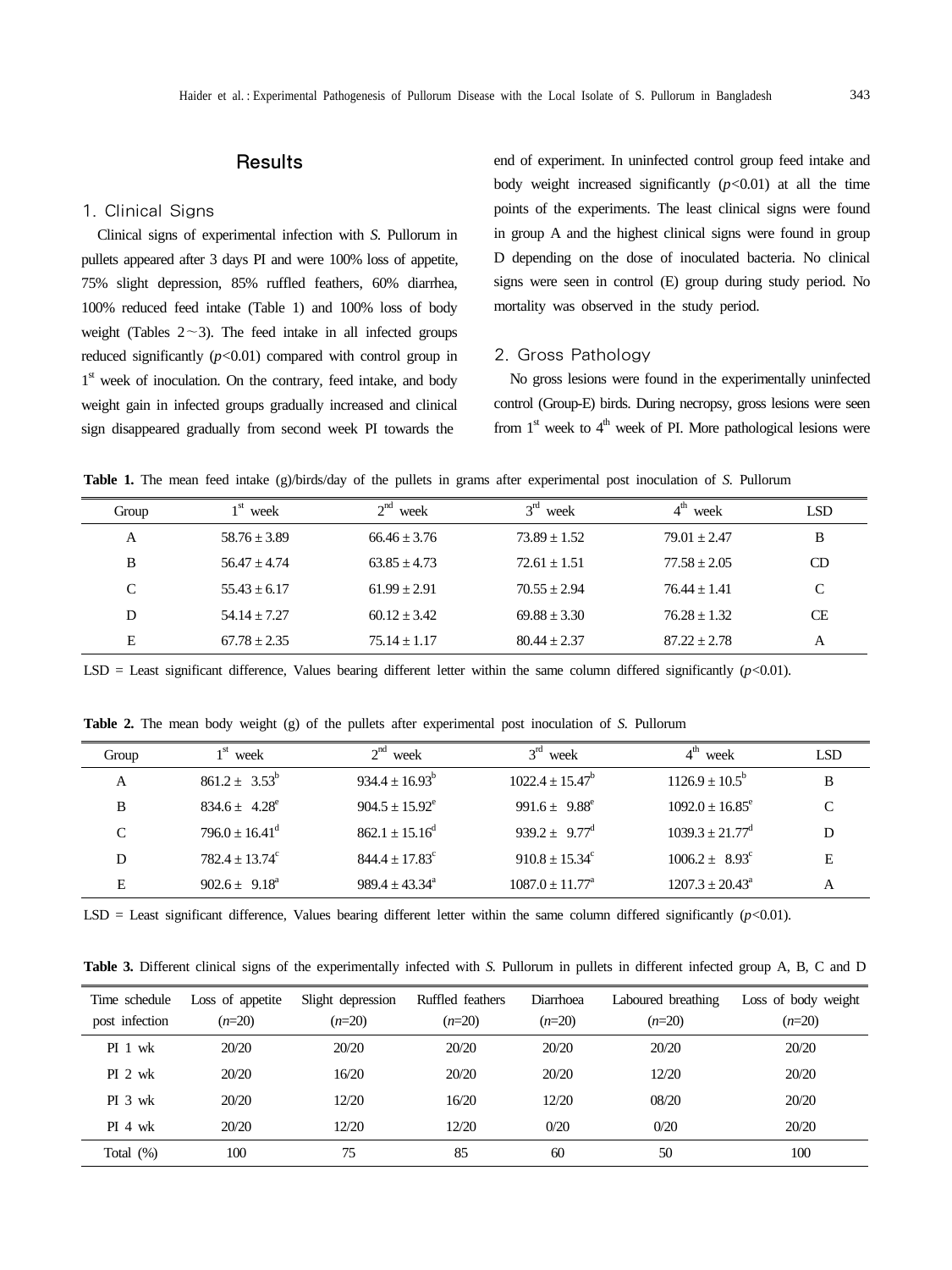## Results

### 1. Clinical Signs

Clinical signs of experimental infection with *S.* Pullorum in pullets appeared after 3 days PI and were 100% loss of appetite, 75% slight depression, 85% ruffled feathers, 60% diarrhea, 100% reduced feed intake (Table 1) and 100% loss of body weight (Tables 2~3). The feed intake in all infected groups reduced significantly ($p$<0.01) compared with control group in 1st week of inoculation. On the contrary, feed intake, and body weight gain in infected groups gradually increased and clinical sign disappeared gradually from second week PI towards the end of experiment. In uninfected control group feed intake and body weight increased significantly ($p$<0.01) at all the time points of the experiments. The least clinical signs were found in group A and the highest clinical signs were found in group D depending on the dose of inoculated bacteria. No clinical signs were seen in control (E) group during study period. No mortality was observed in the study period.

### 2. Gross Pathology

No gross lesions were found in the experimentally uninfected control (Group-E) birds. During necropsy, gross lesions were seen from 1st week to 4th week of PI. More pathological lesions were

**Table 1.** The mean feed intake (g)/birds/day of the pullets in grams after experimental post inoculation of *S.* Pullorum

| Group | 1st week | 2nd week | 3rd week | 4th week | LSD |
|---|---|---|---|---|---|
| A | 58.76 ± 3.89 | 66.46 ± 3.76 | 73.89 ± 1.52 | 79.01 ± 2.47 | B |
| B | 56.47 ± 4.74 | 63.85 ± 4.73 | 72.61 ± 1.51 | 77.58 ± 2.05 | CD |
| C | 55.43 ± 6.17 | 61.99 ± 2.91 | 70.55 ± 2.94 | 76.44 ± 1.41 | C |
| D | 54.14 ± 7.27 | 60.12 ± 3.42 | 69.88 ± 3.30 | 76.28 ± 1.32 | CE |
| E | 67.78 ± 2.35 | 75.14 ± 1.17 | 80.44 ± 2.37 | 87.22 ± 2.78 | A |

LSD = Least significant difference, Values bearing different letter within the same column differed significantly ($p$<0.01).

**Table 2.** The mean body weight (g) of the pullets after experimental post inoculation of *S.* Pullorum

| Group | 1st week | 2nd week | 3rd week | 4th week | LSD |
|---|---|---|---|---|---|
| A | 861.2 ± 3.53$^{b}$ | 934.4 ± 16.93$^{b}$ | 1022.4 ± 15.47$^{b}$ | 1126.9 ± 10.5$^{b}$ | B |
| B | 834.6 ± 4.28$^{e}$ | 904.5 ± 15.92$^{e}$ | 991.6 ± 9.88$^{e}$ | 1092.0 ± 16.85$^{e}$ | C |
| C | 796.0 ± 16.41$^{d}$ | 862.1 ± 15.16$^{d}$ | 939.2 ± 9.77$^{d}$ | 1039.3 ± 21.77$^{d}$ | D |
| D | 782.4 ± 13.74$^{c}$ | 844.4 ± 17.83$^{c}$ | 910.8 ± 15.34$^{c}$ | 1006.2 ± 8.93$^{c}$ | E |
| E | 902.6 ± 9.18$^{a}$ | 989.4 ± 43.34$^{a}$ | 1087.0 ± 11.77$^{a}$ | 1207.3 ± 20.43$^{a}$ | A |

LSD = Least significant difference, Values bearing different letter within the same column differed significantly ($p$<0.01).

**Table 3.** Different clinical signs of the experimentally infected with *S.* Pullorum in pullets in different infected group A, B, C and D

| Time schedule post infection | Loss of appetite ($n$=20) | Slight depression ($n$=20) | Ruffled feathers ($n$=20) | Diarrhoea ($n$=20) | Laboured breathing ($n$=20) | Loss of body weight ($n$=20) |
|---|---|---|---|---|---|---|
| PI 1 wk | 20/20 | 20/20 | 20/20 | 20/20 | 20/20 | 20/20 |
| PI 2 wk | 20/20 | 16/20 | 20/20 | 20/20 | 12/20 | 20/20 |
| PI 3 wk | 20/20 | 12/20 | 16/20 | 12/20 | 08/20 | 20/20 |
| PI 4 wk | 20/20 | 12/20 | 12/20 | 0/20 | 0/20 | 20/20 |
| Total (%) | 100 | 75 | 85 | 60 | 50 | 100 |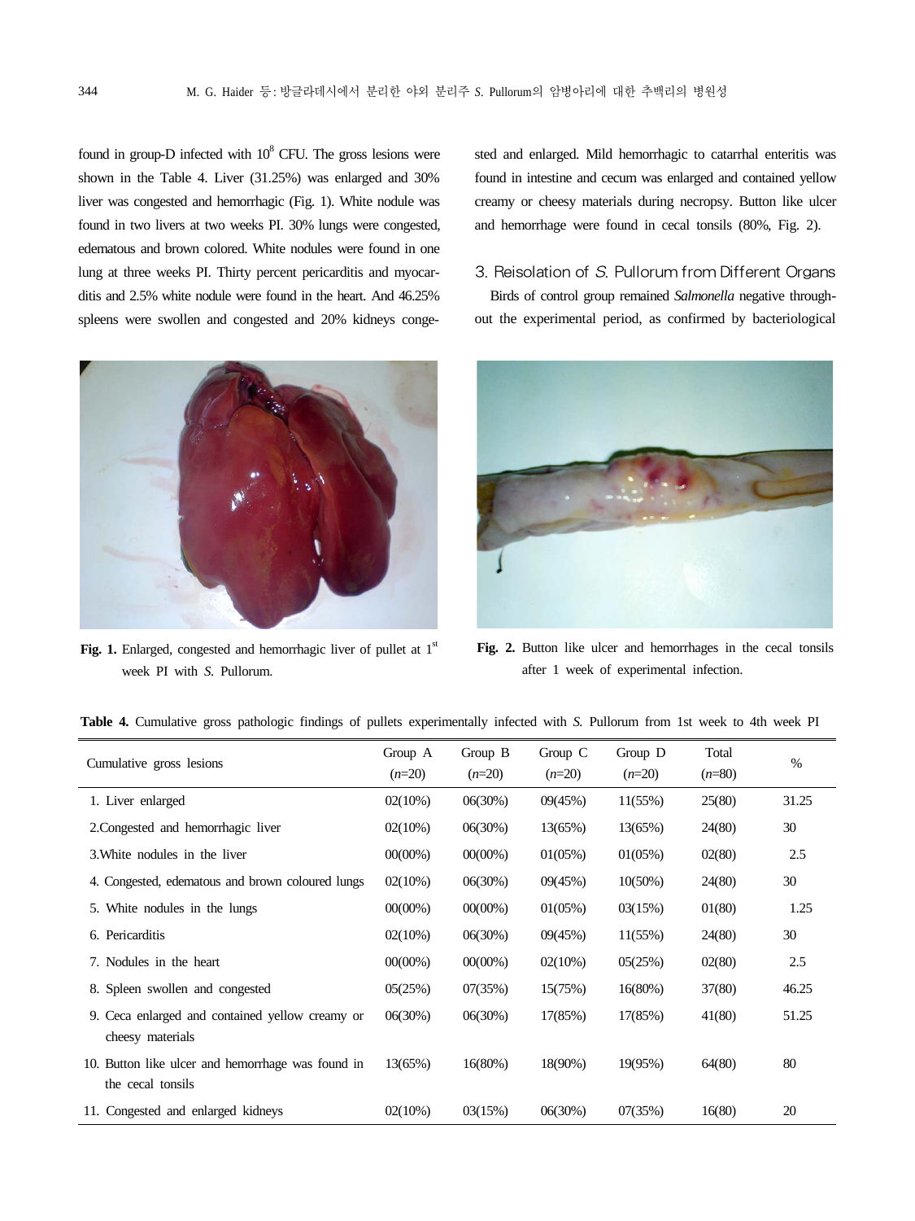found in group-D infected with $10^8$ CFU. The gross lesions were shown in the Table 4. Liver (31.25%) was enlarged and 30% liver was congested and hemorrhagic (Fig. 1). White nodule was found in two livers at two weeks PI. 30% lungs were congested, edematous and brown colored. White nodules were found in one lung at three weeks PI. Thirty percent pericarditis and myocarditis and 2.5% white nodule were found in the heart. And 46.25% spleens were swollen and congested and 20% kidneys congested and enlarged. Mild hemorrhagic to catarrhal enteritis was found in intestine and cecum was enlarged and contained yellow creamy or cheesy materials during necropsy. Button like ulcer and hemorrhage were found in cecal tonsils (80%, Fig. 2).

**Fig. 1.** Enlarged, congested and hemorrhagic liver of pullet at 1st week PI with *S.* Pullorum.

**Fig. 2.** Button like ulcer and hemorrhages in the cecal tonsils after 1 week of experimental infection.

### 3. Reisolation of *S.* Pullorum from Different Organs

Birds of control group remained *Salmonella* negative throughout the experimental period, as confirmed by bacteriological

**Table 4.** Cumulative gross pathologic findings of pullets experimentally infected with *S.* Pullorum from 1st week to 4th week PI

| Cumulative gross lesions | Group A (*n*=20) | Group B (*n*=20) | Group C (*n*=20) | Group D (*n*=20) | Total (*n*=80) | % |
|---|---|---|---|---|---|---|
| 1. Liver enlarged | 02(10%) | 06(30%) | 09(45%) | 11(55%) | 25(80) | 31.25 |
| 2.Congested and hemorrhagic liver | 02(10%) | 06(30%) | 13(65%) | 13(65%) | 24(80) | 30 |
| 3.White nodules in the liver | 00(00%) | 00(00%) | 01(05%) | 01(05%) | 02(80) | 2.5 |
| 4. Congested, edematous and brown coloured lungs | 02(10%) | 06(30%) | 09(45%) | 10(50%) | 24(80) | 30 |
| 5. White nodules in the lungs | 00(00%) | 00(00%) | 01(05%) | 03(15%) | 01(80) | 1.25 |
| 6. Pericarditis | 02(10%) | 06(30%) | 09(45%) | 11(55%) | 24(80) | 30 |
| 7. Nodules in the heart | 00(00%) | 00(00%) | 02(10%) | 05(25%) | 02(80) | 2.5 |
| 8. Spleen swollen and congested | 05(25%) | 07(35%) | 15(75%) | 16(80%) | 37(80) | 46.25 |
| 9. Ceca enlarged and contained yellow creamy or cheesy materials | 06(30%) | 06(30%) | 17(85%) | 17(85%) | 41(80) | 51.25 |
| 10. Button like ulcer and hemorrhage was found in the cecal tonsils | 13(65%) | 16(80%) | 18(90%) | 19(95%) | 64(80) | 80 |
| 11. Congested and enlarged kidneys | 02(10%) | 03(15%) | 06(30%) | 07(35%) | 16(80) | 20 |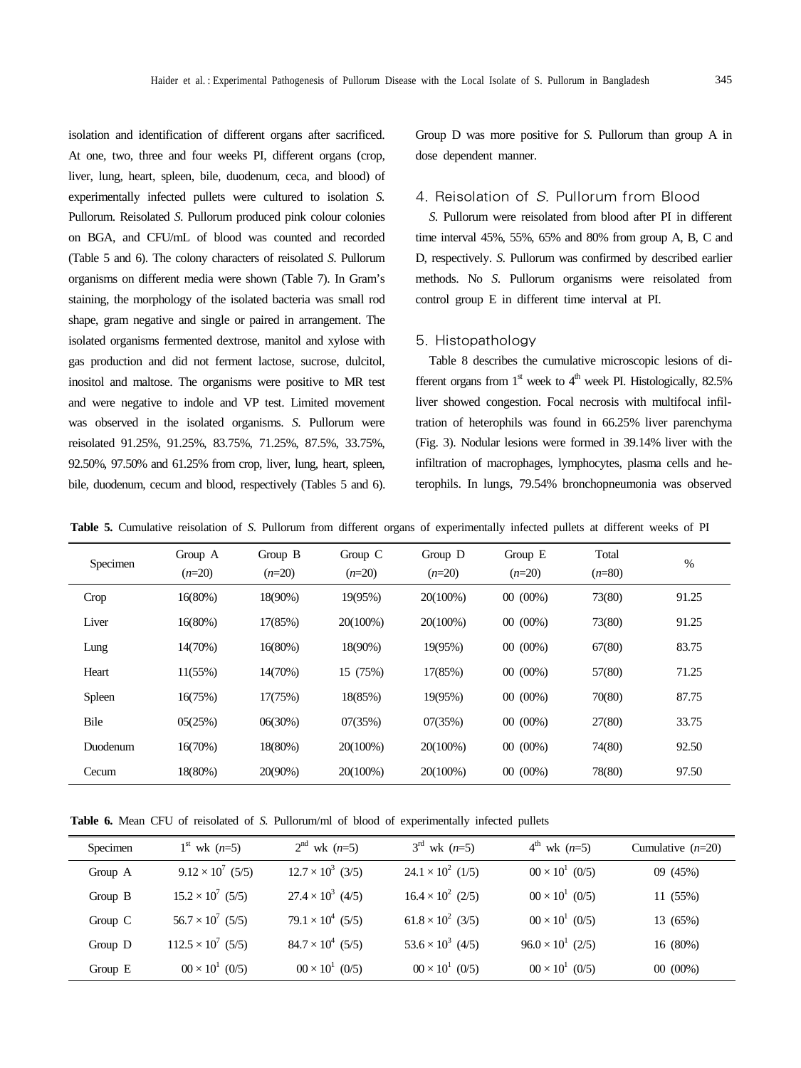isolation and identification of different organs after sacrificed. At one, two, three and four weeks PI, different organs (crop, liver, lung, heart, spleen, bile, duodenum, ceca, and blood) of experimentally infected pullets were cultured to isolation *S.* Pullorum. Reisolated *S.* Pullorum produced pink colour colonies on BGA, and CFU/mL of blood was counted and recorded (Table 5 and 6). The colony characters of reisolated *S.* Pullorum organisms on different media were shown (Table 7). In Gram's staining, the morphology of the isolated bacteria was small rod shape, gram negative and single or paired in arrangement. The isolated organisms fermented dextrose, manitol and xylose with gas production and did not ferment lactose, sucrose, dulcitol, inositol and maltose. The organisms were positive to MR test and were negative to indole and VP test. Limited movement was observed in the isolated organisms. *S.* Pullorum were reisolated 91.25%, 91.25%, 83.75%, 71.25%, 87.5%, 33.75%, 92.50%, 97.50% and 61.25% from crop, liver, lung, heart, spleen, bile, duodenum, cecum and blood, respectively (Tables 5 and 6). Group D was more positive for *S.* Pullorum than group A in dose dependent manner.

## 4. Reisolation of *S.* Pullorum from Blood

*S.* Pullorum were reisolated from blood after PI in different time interval 45%, 55%, 65% and 80% from group A, B, C and D, respectively. *S.* Pullorum was confirmed by described earlier methods. No *S.* Pullorum organisms were reisolated from control group E in different time interval at PI.

## 5. Histopathology

Table 8 describes the cumulative microscopic lesions of different organs from 1st week to 4th week PI. Histologically, 82.5% liver showed congestion. Focal necrosis with multifocal infiltration of heterophils was found in 66.25% liver parenchyma (Fig. 3). Nodular lesions were formed in 39.14% liver with the infiltration of macrophages, lymphocytes, plasma cells and heterophils. In lungs, 79.54% bronchopneumonia was observed

**Table 5.** Cumulative reisolation of *S.* Pullorum from different organs of experimentally infected pullets at different weeks of PI

| Specimen | Group A ($n$=20) | Group B ($n$=20) | Group C ($n$=20) | Group D ($n$=20) | Group E ($n$=20) | Total ($n$=80) | % |
|---|---|---|---|---|---|---|---|
| Crop | 16(80%) | 18(90%) | 19(95%) | 20(100%) | 00 (00%) | 73(80) | 91.25 |
| Liver | 16(80%) | 17(85%) | 20(100%) | 20(100%) | 00 (00%) | 73(80) | 91.25 |
| Lung | 14(70%) | 16(80%) | 18(90%) | 19(95%) | 00 (00%) | 67(80) | 83.75 |
| Heart | 11(55%) | 14(70%) | 15 (75%) | 17(85%) | 00 (00%) | 57(80) | 71.25 |
| Spleen | 16(75%) | 17(75%) | 18(85%) | 19(95%) | 00 (00%) | 70(80) | 87.75 |
| Bile | 05(25%) | 06(30%) | 07(35%) | 07(35%) | 00 (00%) | 27(80) | 33.75 |
| Duodenum | 16(70%) | 18(80%) | 20(100%) | 20(100%) | 00 (00%) | 74(80) | 92.50 |
| Cecum | 18(80%) | 20(90%) | 20(100%) | 20(100%) | 00 (00%) | 78(80) | 97.50 |

**Table 6.** Mean CFU of reisolated of *S.* Pullorum/ml of blood of experimentally infected pullets

| Specimen | 1st wk ($n$=5) | 2nd wk ($n$=5) | 3rd wk ($n$=5) | 4th wk ($n$=5) | Cumulative ($n$=20) |
|---|---|---|---|---|---|
| Group A | $9.12 \times 10^7$ (5/5) | $12.7 \times 10^3$ (3/5) | $24.1 \times 10^2$ (1/5) | $00 \times 10^1$ (0/5) | 09 (45%) |
| Group B | $15.2 \times 10^7$ (5/5) | $27.4 \times 10^3$ (4/5) | $16.4 \times 10^2$ (2/5) | $00 \times 10^1$ (0/5) | 11 (55%) |
| Group C | $56.7 \times 10^7$ (5/5) | $79.1 \times 10^4$ (5/5) | $61.8 \times 10^2$ (3/5) | $00 \times 10^1$ (0/5) | 13 (65%) |
| Group D | $112.5 \times 10^7$ (5/5) | $84.7 \times 10^4$ (5/5) | $53.6 \times 10^3$ (4/5) | $96.0 \times 10^1$ (2/5) | 16 (80%) |
| Group E | $00 \times 10^1$ (0/5) | $00 \times 10^1$ (0/5) | $00 \times 10^1$ (0/5) | $00 \times 10^1$ (0/5) | 00 (00%) |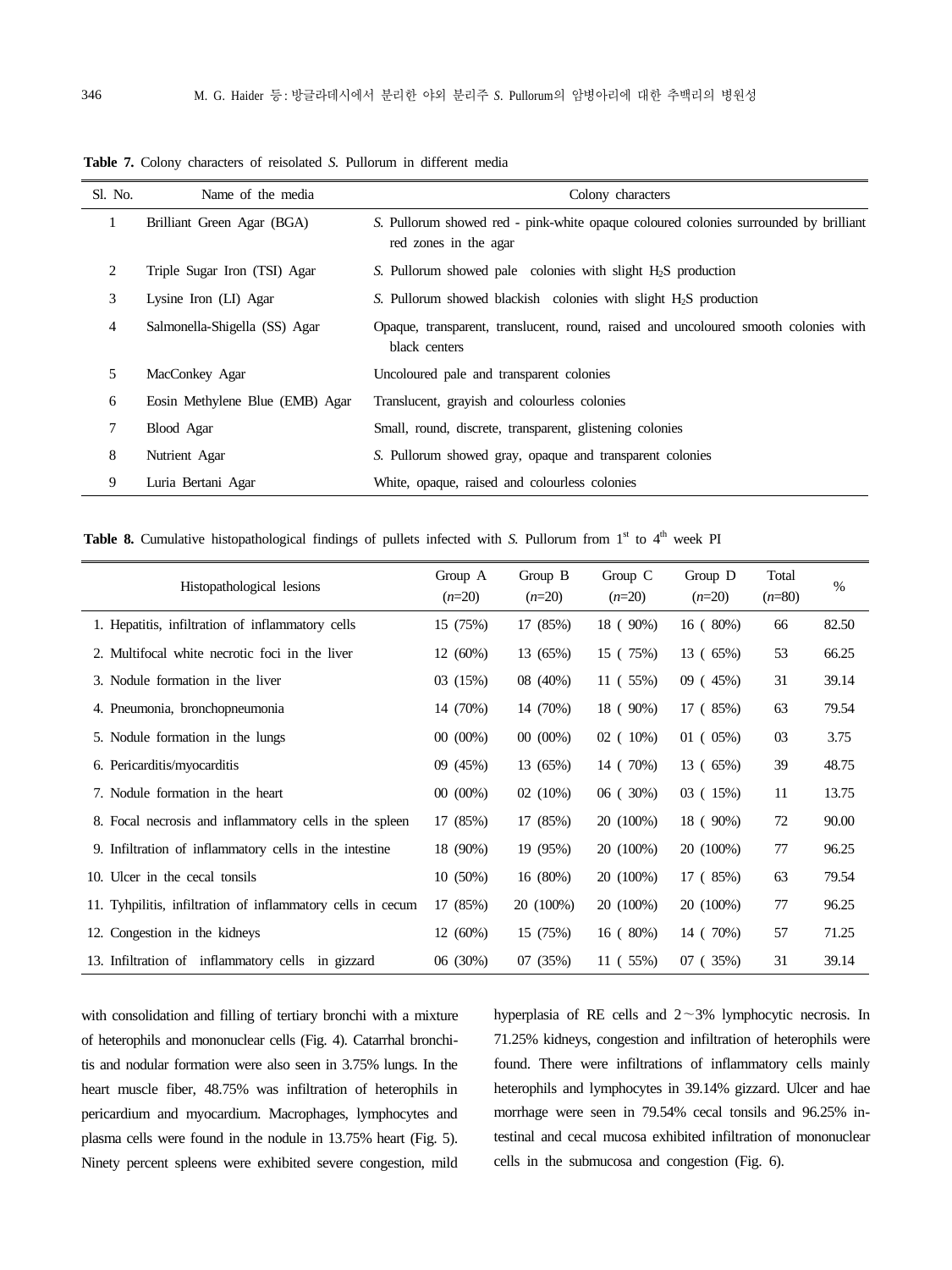**Table 7.** Colony characters of reisolated *S.* Pullorum in different media

| Sl. No. | Name of the media | Colony characters |
|---|---|---|
| 1 | Brilliant Green Agar (BGA) | *S.* Pullorum showed red - pink-white opaque coloured colonies surrounded by brilliant red zones in the agar |
| 2 | Triple Sugar Iron (TSI) Agar | *S.* Pullorum showed pale colonies with slight $H_2S$ production |
| 3 | Lysine Iron (LI) Agar | *S.* Pullorum showed blackish colonies with slight $H_2S$ production |
| 4 | Salmonella-Shigella (SS) Agar | Opaque, transparent, translucent, round, raised and uncoloured smooth colonies with black centers |
| 5 | MacConkey Agar | Uncoloured pale and transparent colonies |
| 6 | Eosin Methylene Blue (EMB) Agar | Translucent, grayish and colourless colonies |
| 7 | Blood Agar | Small, round, discrete, transparent, glistening colonies |
| 8 | Nutrient Agar | *S.* Pullorum showed gray, opaque and transparent colonies |
| 9 | Luria Bertani Agar | White, opaque, raised and colourless colonies |

**Table 8.** Cumulative histopathological findings of pullets infected with *S.* Pullorum from 1st to 4th week PI

| Histopathological lesions | Group A (*n*=20) | Group B (*n*=20) | Group C (*n*=20) | Group D (*n*=20) | Total (*n*=80) | % |
|---|---|---|---|---|---|---|
| 1. Hepatitis, infiltration of inflammatory cells | 15 (75%) | 17 (85%) | 18 ( 90%) | 16 ( 80%) | 66 | 82.50 |
| 2. Multifocal white necrotic foci in the liver | 12 (60%) | 13 (65%) | 15 ( 75%) | 13 ( 65%) | 53 | 66.25 |
| 3. Nodule formation in the liver | 03 (15%) | 08 (40%) | 11 ( 55%) | 09 ( 45%) | 31 | 39.14 |
| 4. Pneumonia, bronchopneumonia | 14 (70%) | 14 (70%) | 18 ( 90%) | 17 ( 85%) | 63 | 79.54 |
| 5. Nodule formation in the lungs | 00 (00%) | 00 (00%) | 02 ( 10%) | 01 ( 05%) | 03 | 3.75 |
| 6. Pericarditis/myocarditis | 09 (45%) | 13 (65%) | 14 ( 70%) | 13 ( 65%) | 39 | 48.75 |
| 7. Nodule formation in the heart | 00 (00%) | 02 (10%) | 06 ( 30%) | 03 ( 15%) | 11 | 13.75 |
| 8. Focal necrosis and inflammatory cells in the spleen | 17 (85%) | 17 (85%) | 20 (100%) | 18 ( 90%) | 72 | 90.00 |
| 9. Infiltration of inflammatory cells in the intestine | 18 (90%) | 19 (95%) | 20 (100%) | 20 (100%) | 77 | 96.25 |
| 10. Ulcer in the cecal tonsils | 10 (50%) | 16 (80%) | 20 (100%) | 17 ( 85%) | 63 | 79.54 |
| 11. Tyhpilitis, infiltration of inflammatory cells in cecum | 17 (85%) | 20 (100%) | 20 (100%) | 20 (100%) | 77 | 96.25 |
| 12. Congestion in the kidneys | 12 (60%) | 15 (75%) | 16 ( 80%) | 14 ( 70%) | 57 | 71.25 |
| 13. Infiltration of inflammatory cells in gizzard | 06 (30%) | 07 (35%) | 11 ( 55%) | 07 ( 35%) | 31 | 39.14 |

with consolidation and filling of tertiary bronchi with a mixture of heterophils and mononuclear cells (Fig. 4). Catarrhal bronchitis and nodular formation were also seen in 3.75% lungs. In the heart muscle fiber, 48.75% was infiltration of heterophils in pericardium and myocardium. Macrophages, lymphocytes and plasma cells were found in the nodule in 13.75% heart (Fig. 5). Ninety percent spleens were exhibited severe congestion, mild hyperplasia of RE cells and 2～3% lymphocytic necrosis. In 71.25% kidneys, congestion and infiltration of heterophils were found. There were infiltrations of inflammatory cells mainly heterophils and lymphocytes in 39.14% gizzard. Ulcer and haemorrhage were seen in 79.54% cecal tonsils and 96.25% intestinal and cecal mucosa exhibited infiltration of mononuclear cells in the submucosa and congestion (Fig. 6).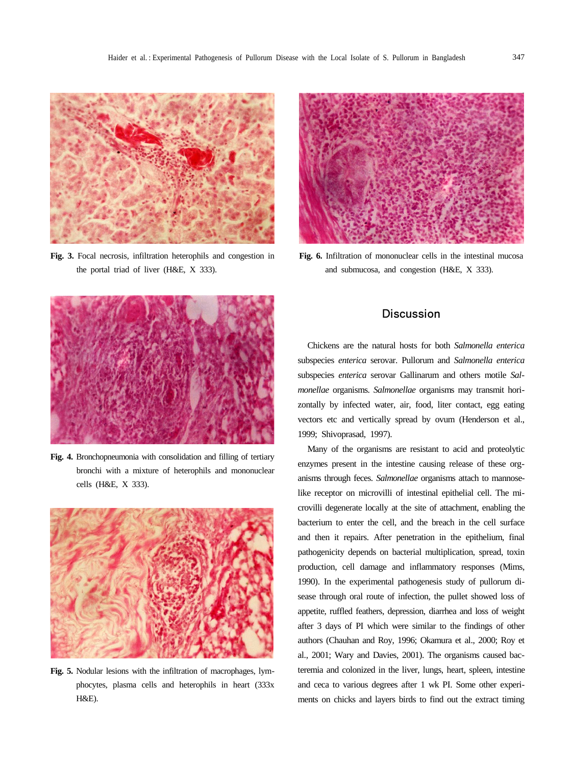Fig. 3. Focal necrosis, infiltration heterophils and congestion in the portal triad of liver (H&E, X 333).

Fig. 6. Infiltration of mononuclear cells in the intestinal mucosa and submucosa, and congestion (H&E, X 333).

Fig. 4. Bronchopneumonia with consolidation and filling of tertiary bronchi with a mixture of heterophils and mononuclear cells (H&E, X 333).

Fig. 5. Nodular lesions with the infiltration of macrophages, lymphocytes, plasma cells and heterophils in heart (333x H&E).

## Discussion

Chickens are the natural hosts for both *Salmonella enterica* subspecies *enterica* serovar. Pullorum and *Salmonella enterica* subspecies *enterica* serovar Gallinarum and others motile *Salmonellae* organisms. *Salmonellae* organisms may transmit horizontally by infected water, air, food, liter contact, egg eating vectors etc and vertically spread by ovum (Henderson et al., 1999; Shivoprasad, 1997).

Many of the organisms are resistant to acid and proteolytic enzymes present in the intestine causing release of these organisms through feces. *Salmonellae* organisms attach to mannose-like receptor on microvilli of intestinal epithelial cell. The microvilli degenerate locally at the site of attachment, enabling the bacterium to enter the cell, and the breach in the cell surface and then it repairs. After penetration in the epithelium, final pathogenicity depends on bacterial multiplication, spread, toxin production, cell damage and inflammatory responses (Mims, 1990). In the experimental pathogenesis study of pullorum disease through oral route of infection, the pullet showed loss of appetite, ruffled feathers, depression, diarrhea and loss of weight after 3 days of PI which were similar to the findings of other authors (Chauhan and Roy, 1996; Okamura et al., 2000; Roy et al., 2001; Wary and Davies, 2001). The organisms caused bacteremia and colonized in the liver, lungs, heart, spleen, intestine and ceca to various degrees after 1 wk PI. Some other experiments on chicks and layers birds to find out the extract timing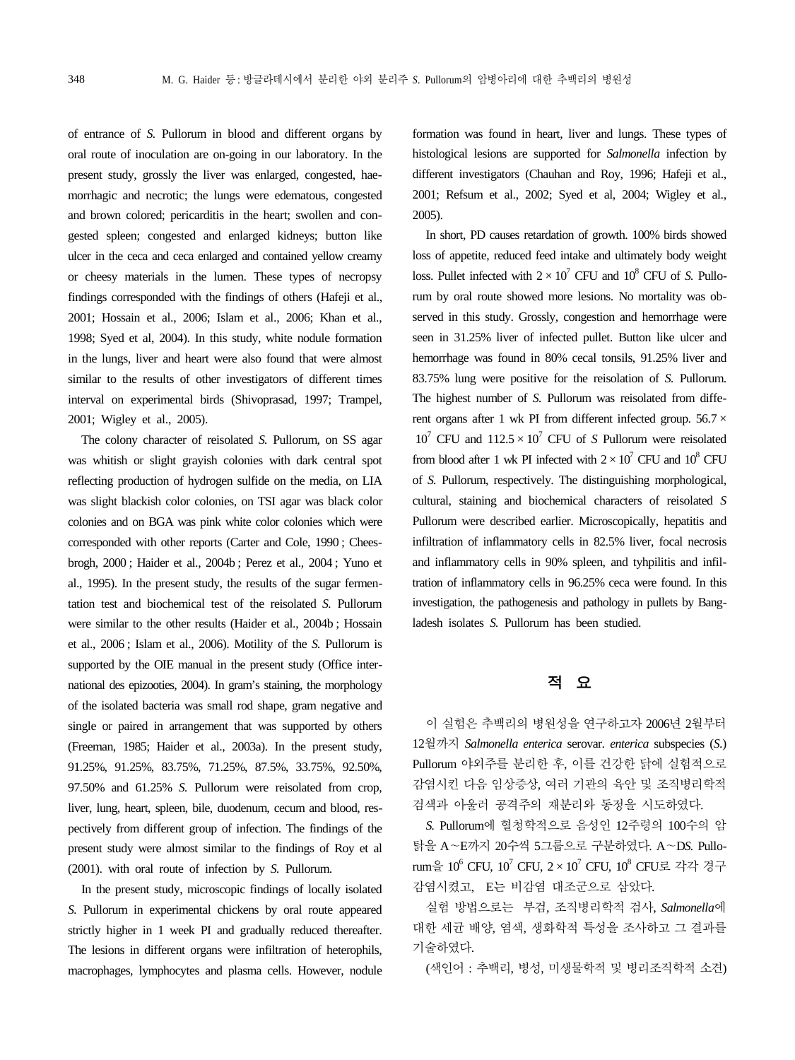of entrance of *S.* Pullorum in blood and different organs by oral route of inoculation are on-going in our laboratory. In the present study, grossly the liver was enlarged, congested, haemorrhagic and necrotic; the lungs were edematous, congested and brown colored; pericarditis in the heart; swollen and congested spleen; congested and enlarged kidneys; button like ulcer in the ceca and ceca enlarged and contained yellow creamy or cheesy materials in the lumen. These types of necropsy findings corresponded with the findings of others (Hafeji et al., 2001; Hossain et al., 2006; Islam et al., 2006; Khan et al., 1998; Syed et al, 2004). In this study, white nodule formation in the lungs, liver and heart were also found that were almost similar to the results of other investigators of different times interval on experimental birds (Shivoprasad, 1997; Trampel, 2001; Wigley et al., 2005).

The colony character of reisolated *S.* Pullorum, on SS agar was whitish or slight grayish colonies with dark central spot reflecting production of hydrogen sulfide on the media, on LIA was slight blackish color colonies, on TSI agar was black color colonies and on BGA was pink white color colonies which were corresponded with other reports (Carter and Cole, 1990 ; Cheesbrogh, 2000 ; Haider et al., 2004b ; Perez et al., 2004 ; Yuno et al., 1995). In the present study, the results of the sugar fermentation test and biochemical test of the reisolated *S.* Pullorum were similar to the other results (Haider et al., 2004b ; Hossain et al., 2006 ; Islam et al., 2006). Motility of the *S.* Pullorum is supported by the OIE manual in the present study (Office international des epizooties, 2004). In gram's staining, the morphology of the isolated bacteria was small rod shape, gram negative and single or paired in arrangement that was supported by others (Freeman, 1985; Haider et al., 2003a). In the present study, 91.25%, 91.25%, 83.75%, 71.25%, 87.5%, 33.75%, 92.50%, 97.50% and 61.25% *S.* Pullorum were reisolated from crop, liver, lung, heart, spleen, bile, duodenum, cecum and blood, respectively from different group of infection. The findings of the present study were almost similar to the findings of Roy et al (2001). with oral route of infection by *S.* Pullorum.

In the present study, microscopic findings of locally isolated *S.* Pullorum in experimental chickens by oral route appeared strictly higher in 1 week PI and gradually reduced thereafter. The lesions in different organs were infiltration of heterophils, macrophages, lymphocytes and plasma cells. However, nodule formation was found in heart, liver and lungs. These types of histological lesions are supported for *Salmonella* infection by different investigators (Chauhan and Roy, 1996; Hafeji et al., 2001; Refsum et al., 2002; Syed et al, 2004; Wigley et al., 2005).

In short, PD causes retardation of growth. 100% birds showed loss of appetite, reduced feed intake and ultimately body weight loss. Pullet infected with $2 \times 10^7$ CFU and $10^8$ CFU of *S.* Pullorum by oral route showed more lesions. No mortality was observed in this study. Grossly, congestion and hemorrhage were seen in 31.25% liver of infected pullet. Button like ulcer and hemorrhage was found in 80% cecal tonsils, 91.25% liver and 83.75% lung were positive for the reisolation of *S.* Pullorum. The highest number of *S.* Pullorum was reisolated from different organs after 1 wk PI from different infected group. $56.7 \times 10^7$ CFU and $112.5 \times 10^7$ CFU of *S* Pullorum were reisolated from blood after 1 wk PI infected with $2 \times 10^7$ CFU and $10^8$ CFU of *S.* Pullorum, respectively. The distinguishing morphological, cultural, staining and biochemical characters of reisolated *S* Pullorum were described earlier. Microscopically, hepatitis and infiltration of inflammatory cells in 82.5% liver, focal necrosis and inflammatory cells in 90% spleen, and tyhpilitis and infiltration of inflammatory cells in 96.25% ceca were found. In this investigation, the pathogenesis and pathology in pullets by Bangladesh isolates *S.* Pullorum has been studied.

## 적 요

이 실험은 추백리의 병원성을 연구하고자 2006년 2월부터 12월까지 *Salmonella enterica* serovar. *enterica* subspecies (*S.*) Pullorum 야외주를 분리한 후, 이를 건강한 닭에 실험적으로 감염시킨 다음 임상증상, 여러 기관의 육안 및 조직병리학적 검색과 아울러 공격주의 재분리와 동정을 시도하였다.

*S.* Pullorum에 혈청학적으로 음성인 12주령의 100수의 암탉을 A∼E까지 20수씩 5그룹으로 구분하였다. A∼D*S.* Pullorum을 $10^6$ CFU, $10^7$ CFU, $2 \times 10^7$ CFU, $10^8$ CFU로 각각 경구 감염시켰고, E는 비감염 대조군으로 삼았다.

실험 방법으로는 부검, 조직병리학적 검사, *Salmonella*에 대한 세균 배양, 염색, 생화학적 특성을 조사하고 그 결과를 기술하였다.

(색인어 : 추백리, 병성, 미생물학적 및 병리조직학적 소견)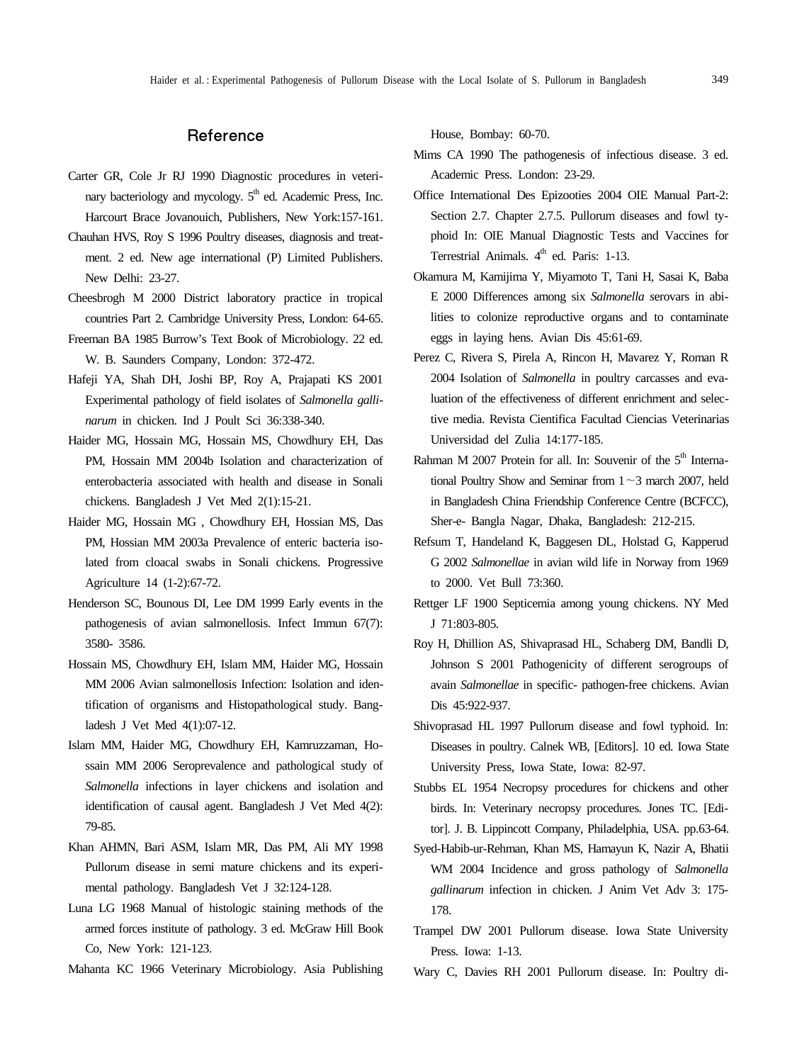## Reference

Carter GR, Cole Jr RJ 1990 Diagnostic procedures in veterinary bacteriology and mycology. 5th ed. Academic Press, Inc. Harcourt Brace Jovanouich, Publishers, New York:157-161.

Chauhan HVS, Roy S 1996 Poultry diseases, diagnosis and treatment. 2 ed. New age international (P) Limited Publishers. New Delhi: 23-27.

Cheesbrogh M 2000 District laboratory practice in tropical countries Part 2. Cambridge University Press, London: 64-65.

Freeman BA 1985 Burrow's Text Book of Microbiology. 22 ed. W. B. Saunders Company, London: 372-472.

Hafeji YA, Shah DH, Joshi BP, Roy A, Prajapati KS 2001 Experimental pathology of field isolates of *Salmonella gallinarum* in chicken. Ind J Poult Sci 36:338-340.

Haider MG, Hossain MG, Hossain MS, Chowdhury EH, Das PM, Hossain MM 2004b Isolation and characterization of enterobacteria associated with health and disease in Sonali chickens. Bangladesh J Vet Med 2(1):15-21.

Haider MG, Hossain MG , Chowdhury EH, Hossian MS, Das PM, Hossian MM 2003a Prevalence of enteric bacteria isolated from cloacal swabs in Sonali chickens. Progressive Agriculture 14 (1-2):67-72.

Henderson SC, Bounous DI, Lee DM 1999 Early events in the pathogenesis of avian salmonellosis. Infect Immun 67(7): 3580- 3586.

Hossain MS, Chowdhury EH, Islam MM, Haider MG, Hossain MM 2006 Avian salmonellosis Infection: Isolation and identification of organisms and Histopathological study. Bangladesh J Vet Med 4(1):07-12.

Islam MM, Haider MG, Chowdhury EH, Kamruzzaman, Hossain MM 2006 Seroprevalence and pathological study of *Salmonella* infections in layer chickens and isolation and identification of causal agent. Bangladesh J Vet Med 4(2): 79-85.

Khan AHMN, Bari ASM, Islam MR, Das PM, Ali MY 1998 Pullorum disease in semi mature chickens and its experimental pathology. Bangladesh Vet J 32:124-128.

Luna LG 1968 Manual of histologic staining methods of the armed forces institute of pathology. 3 ed. McGraw Hill Book Co, New York: 121-123.

Mahanta KC 1966 Veterinary Microbiology. Asia Publishing House, Bombay: 60-70.

Mims CA 1990 The pathogenesis of infectious disease. 3 ed. Academic Press. London: 23-29.

Office International Des Epizooties 2004 OIE Manual Part-2: Section 2.7. Chapter 2.7.5. Pullorum diseases and fowl typhoid In: OIE Manual Diagnostic Tests and Vaccines for Terrestrial Animals. 4th ed. Paris: 1-13.

Okamura M, Kamijima Y, Miyamoto T, Tani H, Sasai K, Baba E 2000 Differences among six *Salmonella* serovars in abilities to colonize reproductive organs and to contaminate eggs in laying hens. Avian Dis 45:61-69.

Perez C, Rivera S, Pirela A, Rincon H, Mavarez Y, Roman R 2004 Isolation of *Salmonella* in poultry carcasses and evaluation of the effectiveness of different enrichment and selective media. Revista Cientifica Facultad Ciencias Veterinarias Universidad del Zulia 14:177-185.

Rahman M 2007 Protein for all. In: Souvenir of the 5th International Poultry Show and Seminar from 1～3 march 2007, held in Bangladesh China Friendship Conference Centre (BCFCC), Sher-e- Bangla Nagar, Dhaka, Bangladesh: 212-215.

Refsum T, Handeland K, Baggesen DL, Holstad G, Kapperud G 2002 *Salmonellae* in avian wild life in Norway from 1969 to 2000. Vet Bull 73:360.

Rettger LF 1900 Septicemia among young chickens. NY Med J 71:803-805.

Roy H, Dhillion AS, Shivaprasad HL, Schaberg DM, Bandli D, Johnson S 2001 Pathogenicity of different serogroups of avain *Salmonellae* in specific- pathogen-free chickens. Avian Dis 45:922-937.

Shivoprasad HL 1997 Pullorum disease and fowl typhoid. In: Diseases in poultry. Calnek WB, [Editors]. 10 ed. Iowa State University Press, Iowa State, Iowa: 82-97.

Stubbs EL 1954 Necropsy procedures for chickens and other birds. In: Veterinary necropsy procedures. Jones TC. [Editor]. J. B. Lippincott Company, Philadelphia, USA. pp.63-64.

Syed-Habib-ur-Rehman, Khan MS, Hamayun K, Nazir A, Bhatii WM 2004 Incidence and gross pathology of *Salmonella gallinarum* infection in chicken. J Anim Vet Adv 3: 175-178.

Trampel DW 2001 Pullorum disease. Iowa State University Press. Iowa: 1-13.

Wary C, Davies RH 2001 Pullorum disease. In: Poultry di-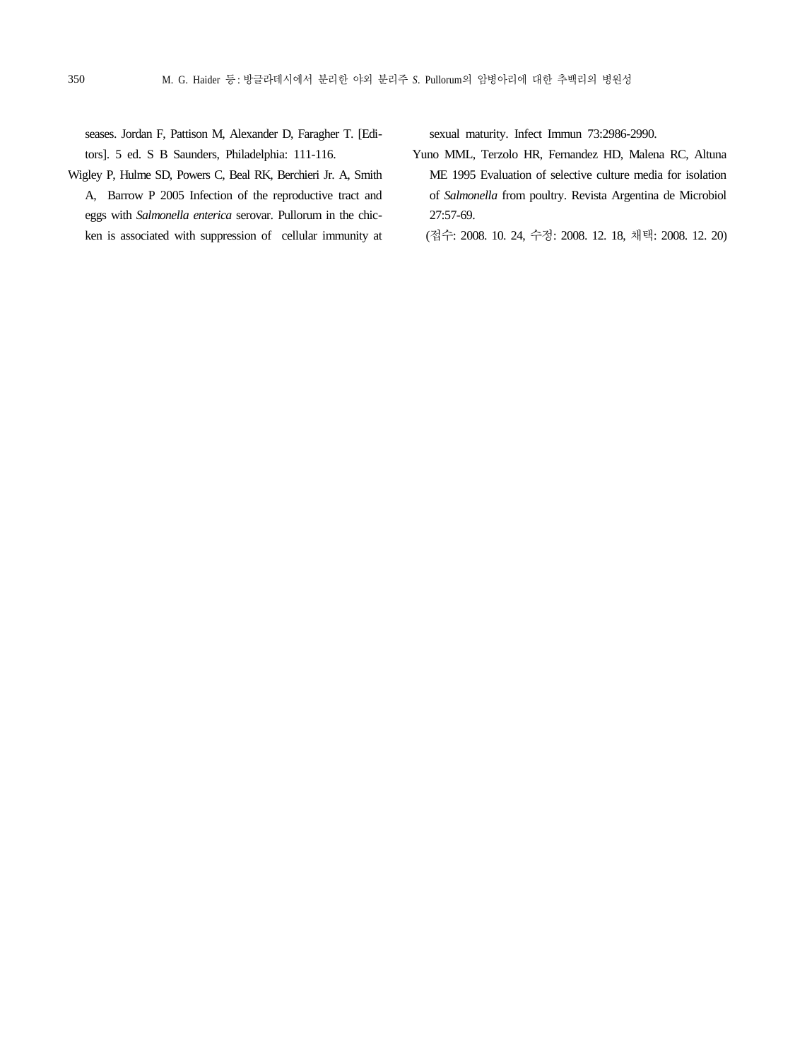seases. Jordan F, Pattison M, Alexander D, Faragher T. [Editors]. 5 ed. S B Saunders, Philadelphia: 111-116.

Wigley P, Hulme SD, Powers C, Beal RK, Berchieri Jr. A, Smith A, Barrow P 2005 Infection of the reproductive tract and eggs with *Salmonella enterica* serovar. Pullorum in the chicken is associated with suppression of cellular immunity at sexual maturity. Infect Immun 73:2986-2990.

Yuno MML, Terzolo HR, Fernandez HD, Malena RC, Altuna ME 1995 Evaluation of selective culture media for isolation of *Salmonella* from poultry. Revista Argentina de Microbiol 27:57-69.

(접수: 2008. 10. 24, 수정: 2008. 12. 18, 채택: 2008. 12. 20)